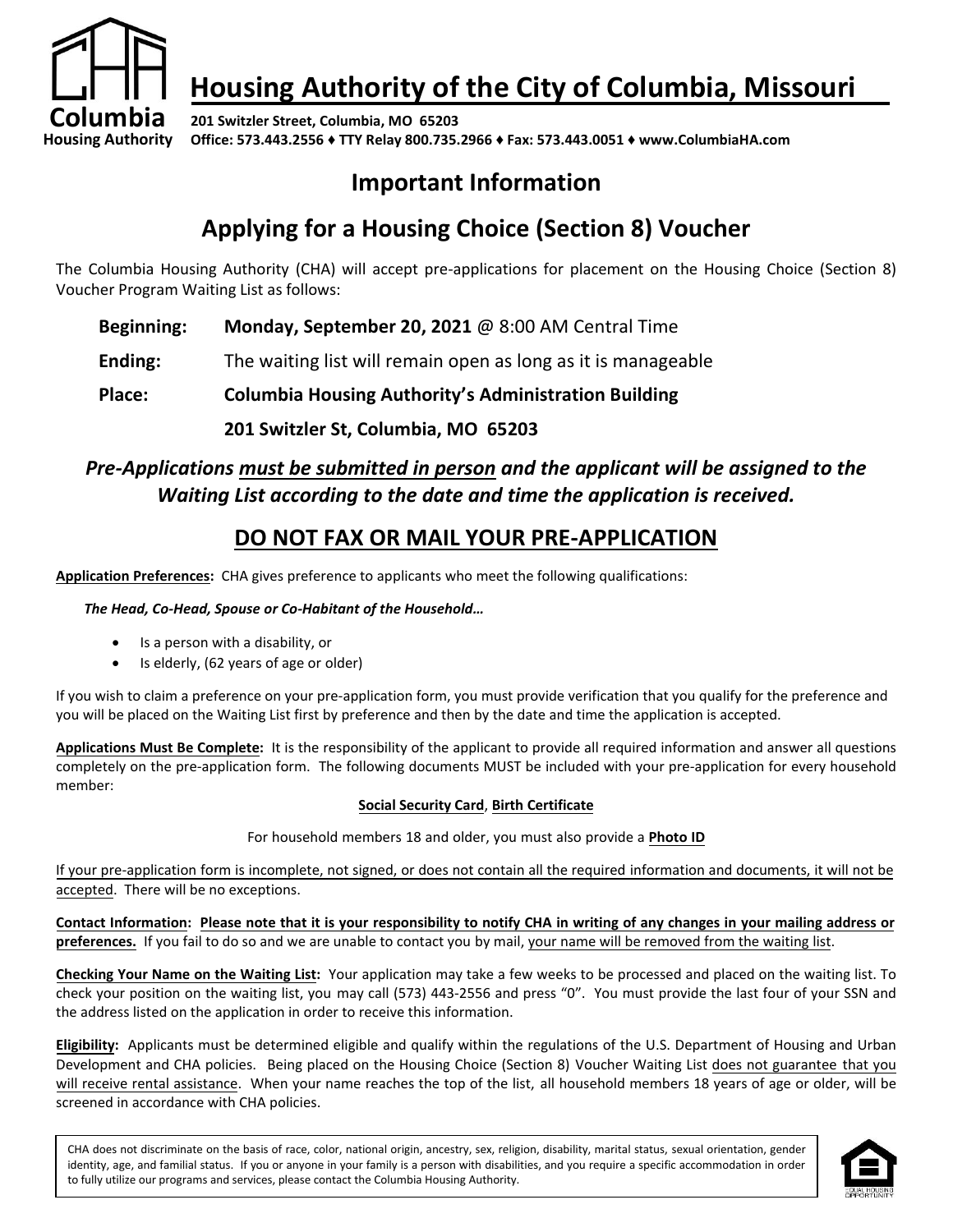# Housing Authority of the City of Columbia, Missouri

**201 Switzler Street, Columbia, MO 65203**
**Office: 573.443.2556 ♦ TTY Relay 800.735.2966 ♦ Fax: 573.443.0051 ♦ www.ColumbiaHA.com**

Columbia Housing Authority

## Important Information

## Applying for a Housing Choice (Section 8) Voucher

The Columbia Housing Authority (CHA) will accept pre-applications for placement on the Housing Choice (Section 8) Voucher Program Waiting List as follows:

**Beginning:** **Monday, September 20, 2021** @ 8:00 AM Central Time

**Ending:** The waiting list will remain open as long as it is manageable

**Place:** **Columbia Housing Authority's Administration Building**

**201 Switzler St, Columbia, MO 65203**

***Pre-Applications must be submitted in person and the applicant will be assigned to the Waiting List according to the date and time the application is received.***

## DO NOT FAX OR MAIL YOUR PRE-APPLICATION

**Application Preferences:** CHA gives preference to applicants who meet the following qualifications:

***The Head, Co-Head, Spouse or Co-Habitant of the Household…***

- Is a person with a disability, or
- Is elderly, (62 years of age or older)

If you wish to claim a preference on your pre-application form, you must provide verification that you qualify for the preference and you will be placed on the Waiting List first by preference and then by the date and time the application is accepted.

**Applications Must Be Complete:** It is the responsibility of the applicant to provide all required information and answer all questions completely on the pre-application form. The following documents MUST be included with your pre-application for every household member:

**Social Security Card**, **Birth Certificate**

For household members 18 and older, you must also provide a **Photo ID**

If your pre-application form is incomplete, not signed, or does not contain all the required information and documents, it will not be accepted. There will be no exceptions.

**Contact Information: Please note that it is your responsibility to notify CHA in writing of any changes in your mailing address or preferences.** If you fail to do so and we are unable to contact you by mail, your name will be removed from the waiting list.

**Checking Your Name on the Waiting List:** Your application may take a few weeks to be processed and placed on the waiting list. To check your position on the waiting list, you may call (573) 443-2556 and press "0". You must provide the last four of your SSN and the address listed on the application in order to receive this information.

**Eligibility:** Applicants must be determined eligible and qualify within the regulations of the U.S. Department of Housing and Urban Development and CHA policies. Being placed on the Housing Choice (Section 8) Voucher Waiting List does not guarantee that you will receive rental assistance. When your name reaches the top of the list, all household members 18 years of age or older, will be screened in accordance with CHA policies.

CHA does not discriminate on the basis of race, color, national origin, ancestry, sex, religion, disability, marital status, sexual orientation, gender identity, age, and familial status. If you or anyone in your family is a person with disabilities, and you require a specific accommodation in order to fully utilize our programs and services, please contact the Columbia Housing Authority.

EQUAL HOUSING OPPORTUNITY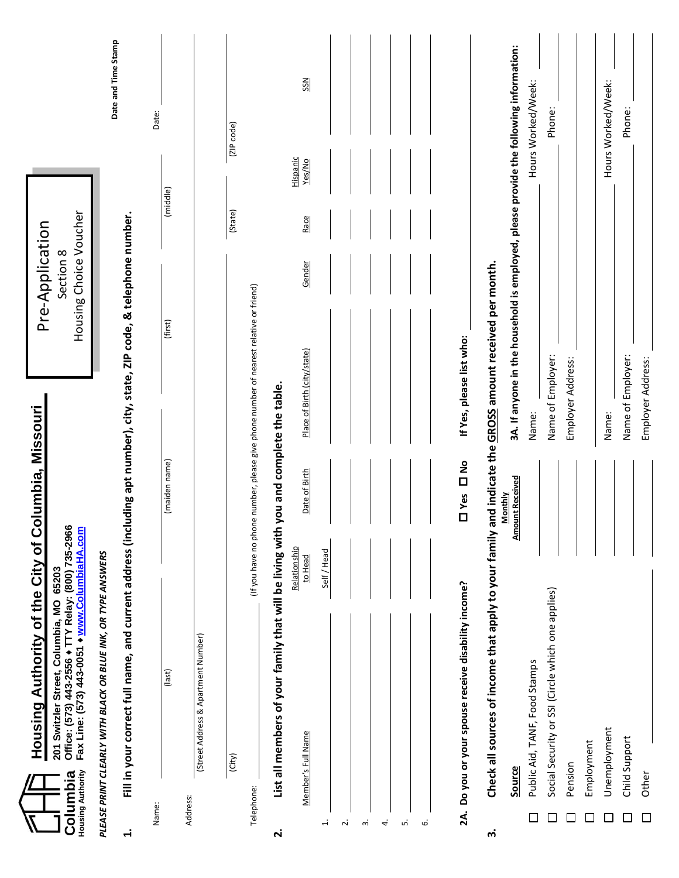# Housing Authority of the City of Columbia, Missouri

Columbia Housing Authority

201 Switzler Street, Columbia, MO 65203
Office: (573) 443-2556 ♦ TTY Relay: (800) 735-2966
Fax Line: (573) 443-0051 ♦ www.ColumbiaHA.com

**Pre-Application**
Section 8
Housing Choice Voucher

Date and Time Stamp

*PLEASE PRINT CLEARLY WITH BLACK OR BLUE INK, OR TYPE ANSWERS*

**1. Fill in your correct full name, and current address (including apt number), city, state, ZIP code, & telephone number.**

Name: ____________ (last) ____________ (maiden name) ____________ (first) ____________ (middle) Date: ____________

Address: ____________ (Street Address & Apartment Number)

____________ (City) ____________ (State) ____________ (ZIP code)

Telephone: ____________ (If you have no phone number, please give phone number of nearest relative or friend)

**2. List all members of your family that will be living with you and complete the table.**

| | Member's Full Name | Relationship to Head | Date of Birth | Place of Birth (city/state) | Gender | Race | Hispanic Yes/No | SSN |
|---|---|---|---|---|---|---|---|---|
| 1. | | Self / Head | | | | | | |
| 2. | | | | | | | | |
| 3. | | | | | | | | |
| 4. | | | | | | | | |
| 5. | | | | | | | | |
| 6. | | | | | | | | |

**2A. Do you or your spouse receive disability income?** ☐ Yes ☐ No **If Yes, please list who:** ____________

**3. Check all sources of income that apply to your family and indicate the GROSS amount received per month.**

| Source | Monthly Amount Received |
|---|---|
| ☐ Public Aid, TANF, Food Stamps | |
| ☐ Social Security or SSI (Circle which one applies) | |
| ☐ Pension | |
| ☐ Employment | |
| ☐ Unemployment | |
| ☐ Child Support | |
| ☐ Other ____________ | |

**3A. If anyone in the household is employed, please provide the following information:**

Name: ____________ Hours Worked/Week: ____________
Name of Employer: ____________ Phone: ____________
Employer Address: ____________

Name: ____________ Hours Worked/Week: ____________
Name of Employer: ____________ Phone: ____________
Employer Address: ____________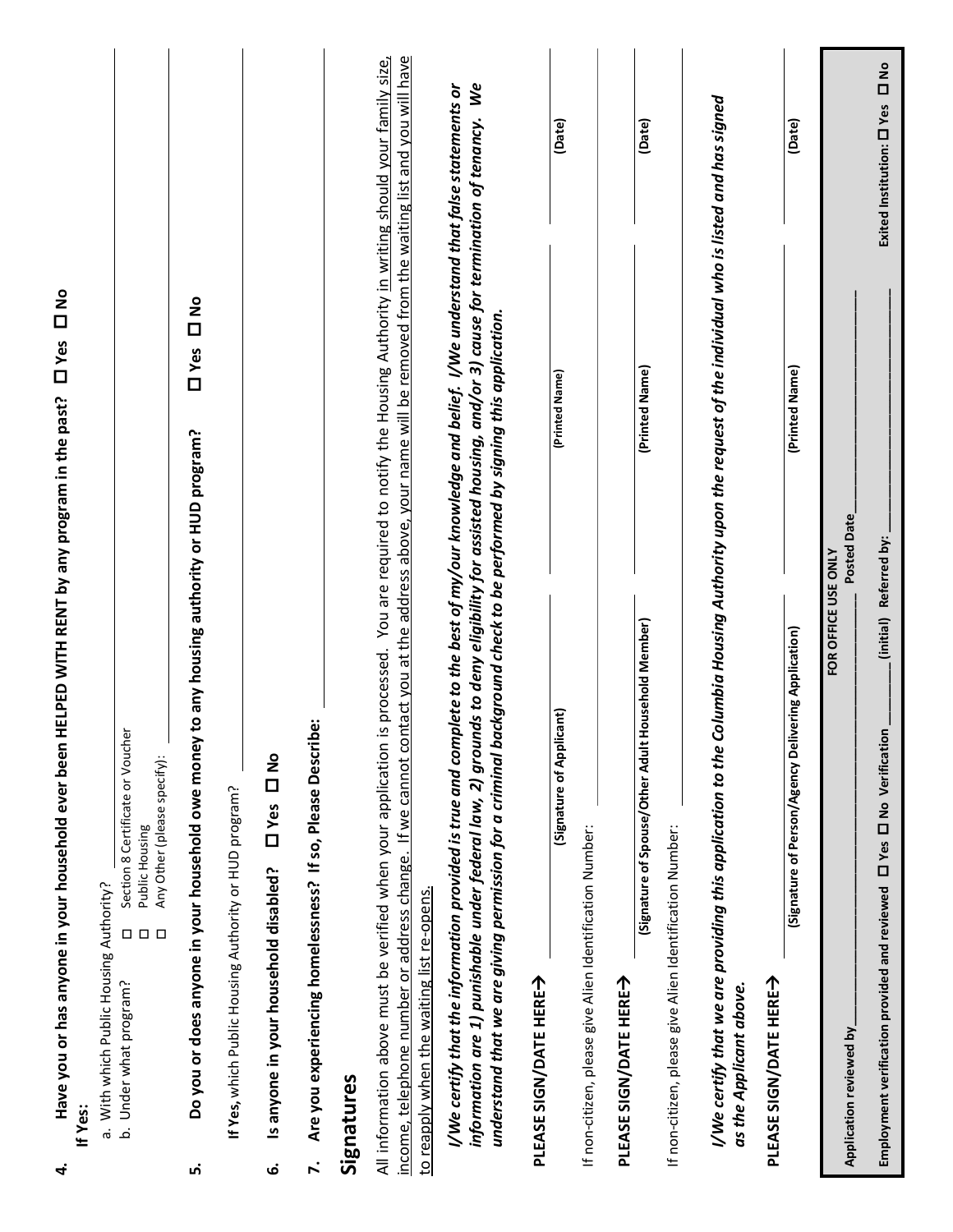**4. Have you or has anyone in your household ever been HELPED WITH RENT by any program in the past? ☐ Yes ☐ No**

**If Yes:**

a. With which Public Housing Authority?

b. Under what program?
- ☐ Section 8 Certificate or Voucher
- ☐ Public Housing
- ☐ Any Other (please specify): ______

**5. Do you or does anyone in your household owe money to any housing authority or HUD program? ☐ Yes ☐ No**

**If Yes,** which Public Housing Authority or HUD program?

**6. Is anyone in your household disabled? ☐ Yes ☐ No**

**7. Are you experiencing homelessness? If so, Please Describe:** ______

## Signatures

All information above must be verified when your application is processed. You are required to notify the Housing Authority <u>in writing should your family size, income, telephone number or address change. If we cannot contact you at the address above, your name will be removed from the waiting list and you will have to reapply when the waiting list re-opens.</u>

***I/We certify that the information provided is true and complete to the best of my/our knowledge and belief. I/We understand that false statements or information are 1) punishable under federal law, 2) grounds to deny eligibility for assisted housing, and/or 3) cause for termination of tenancy. We understand that we are giving permission for a criminal background check to be performed by signing this application.***

**PLEASE SIGN/DATE HERE→**

______ **(Signature of Applicant)** ______ **(Printed Name)** ______ **(Date)**

If non-citizen, please give Alien Identification Number: ______

**PLEASE SIGN/DATE HERE→**

______ **(Signature of Spouse/Other Adult Household Member)** ______ **(Printed Name)** ______ **(Date)**

If non-citizen, please give Alien Identification Number: ______

***I/We certify that we are providing this application to the Columbia Housing Authority upon the request of the individual who is listed and has signed as the Applicant above.***

**PLEASE SIGN/DATE HERE→**

______ **(Signature of Person/Agency Delivering Application)** ______ **(Printed Name)** ______ **(Date)**

**FOR OFFICE USE ONLY**

**Application reviewed by** ______ **Posted Date** ______

**Employment verification provided and reviewed ☐ Yes ☐ No Verification** ______ **(initial) Referred by:** ______ **Exited Institution: ☐ Yes ☐ No**